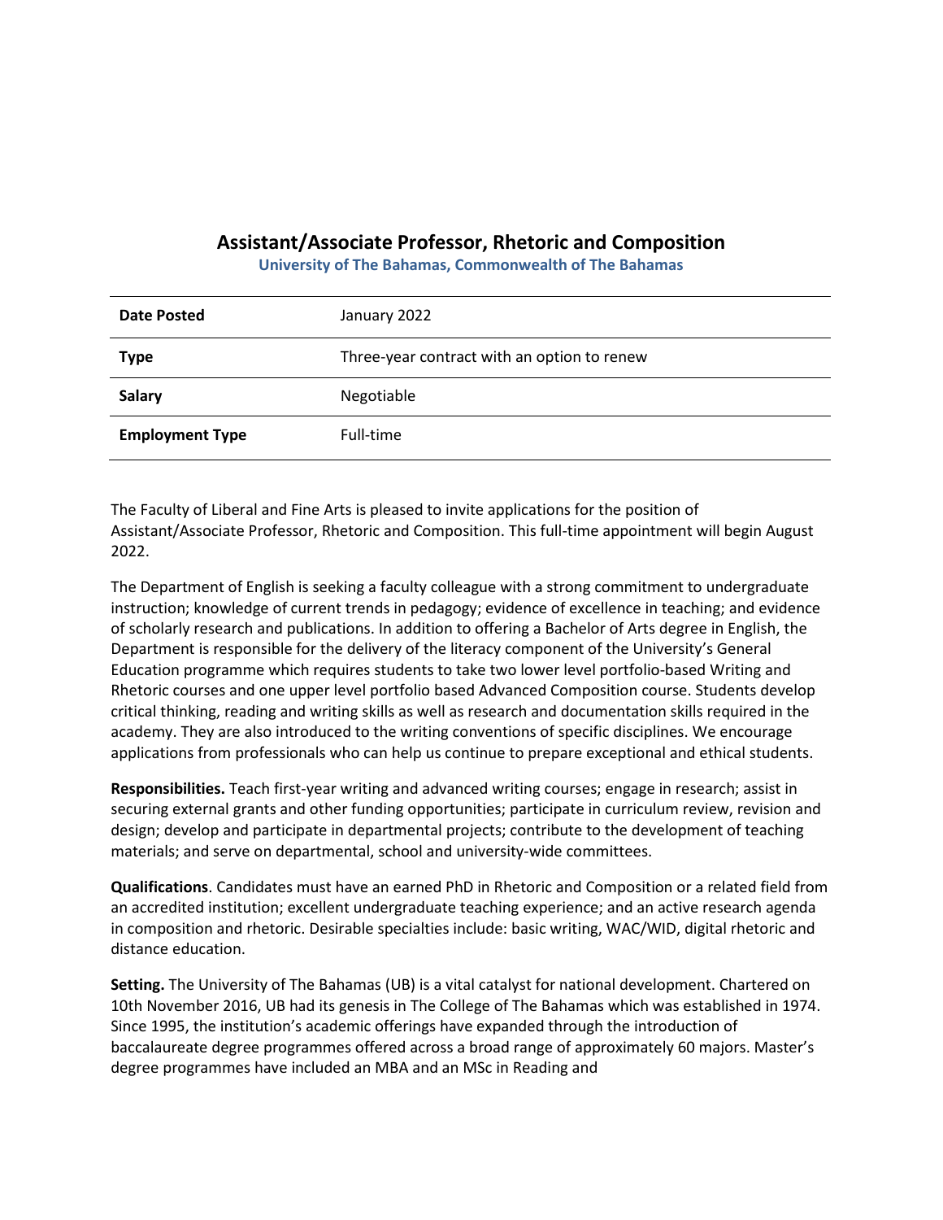# Assistant/Associate Professor, Rhetoric and Composition

**University of The Bahamas, Commonwealth of The Bahamas**

| **Date Posted** | January 2022 |
| --- | --- |
| **Type** | Three-year contract with an option to renew |
| **Salary** | Negotiable |
| **Employment Type** | Full-time |

The Faculty of Liberal and Fine Arts is pleased to invite applications for the position of Assistant/Associate Professor, Rhetoric and Composition. This full-time appointment will begin August 2022.

The Department of English is seeking a faculty colleague with a strong commitment to undergraduate instruction; knowledge of current trends in pedagogy; evidence of excellence in teaching; and evidence of scholarly research and publications. In addition to offering a Bachelor of Arts degree in English, the Department is responsible for the delivery of the literacy component of the University's General Education programme which requires students to take two lower level portfolio-based Writing and Rhetoric courses and one upper level portfolio based Advanced Composition course. Students develop critical thinking, reading and writing skills as well as research and documentation skills required in the academy. They are also introduced to the writing conventions of specific disciplines. We encourage applications from professionals who can help us continue to prepare exceptional and ethical students.

**Responsibilities.** Teach first-year writing and advanced writing courses; engage in research; assist in securing external grants and other funding opportunities; participate in curriculum review, revision and design; develop and participate in departmental projects; contribute to the development of teaching materials; and serve on departmental, school and university-wide committees.

**Qualifications**. Candidates must have an earned PhD in Rhetoric and Composition or a related field from an accredited institution; excellent undergraduate teaching experience; and an active research agenda in composition and rhetoric. Desirable specialties include: basic writing, WAC/WID, digital rhetoric and distance education.

**Setting.** The University of The Bahamas (UB) is a vital catalyst for national development. Chartered on 10th November 2016, UB had its genesis in The College of The Bahamas which was established in 1974. Since 1995, the institution's academic offerings have expanded through the introduction of baccalaureate degree programmes offered across a broad range of approximately 60 majors. Master's degree programmes have included an MBA and an MSc in Reading and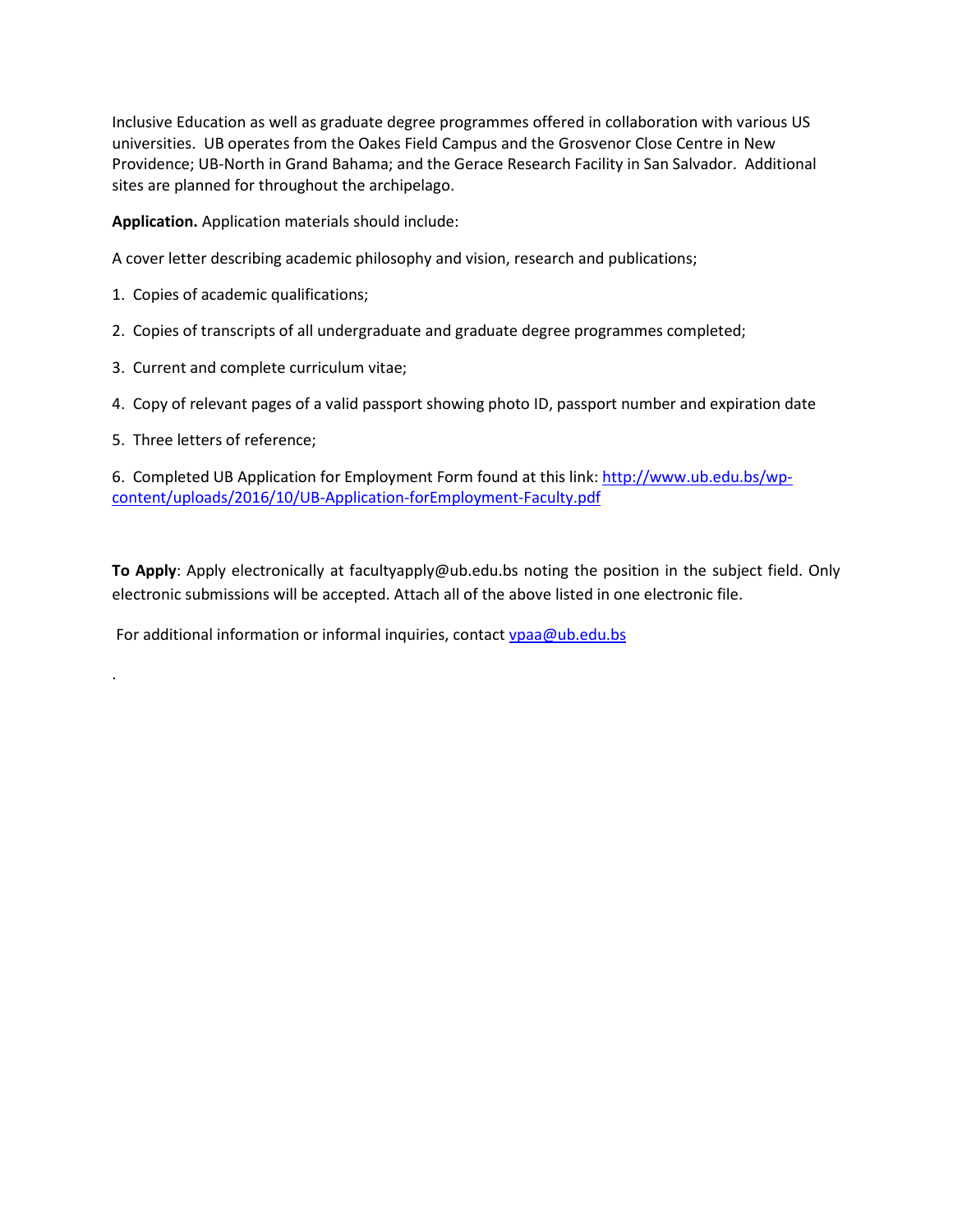Inclusive Education as well as graduate degree programmes offered in collaboration with various US universities. UB operates from the Oakes Field Campus and the Grosvenor Close Centre in New Providence; UB-North in Grand Bahama; and the Gerace Research Facility in San Salvador. Additional sites are planned for throughout the archipelago.

**Application.** Application materials should include:

A cover letter describing academic philosophy and vision, research and publications;

1. Copies of academic qualifications;

2. Copies of transcripts of all undergraduate and graduate degree programmes completed;

3. Current and complete curriculum vitae;

4. Copy of relevant pages of a valid passport showing photo ID, passport number and expiration date

5. Three letters of reference;

6. Completed UB Application for Employment Form found at this link: http://www.ub.edu.bs/wp-content/uploads/2016/10/UB-Application-forEmployment-Faculty.pdf

**To Apply**: Apply electronically at facultyapply@ub.edu.bs noting the position in the subject field. Only electronic submissions will be accepted. Attach all of the above listed in one electronic file.

For additional information or informal inquiries, contact vpaa@ub.edu.bs

.